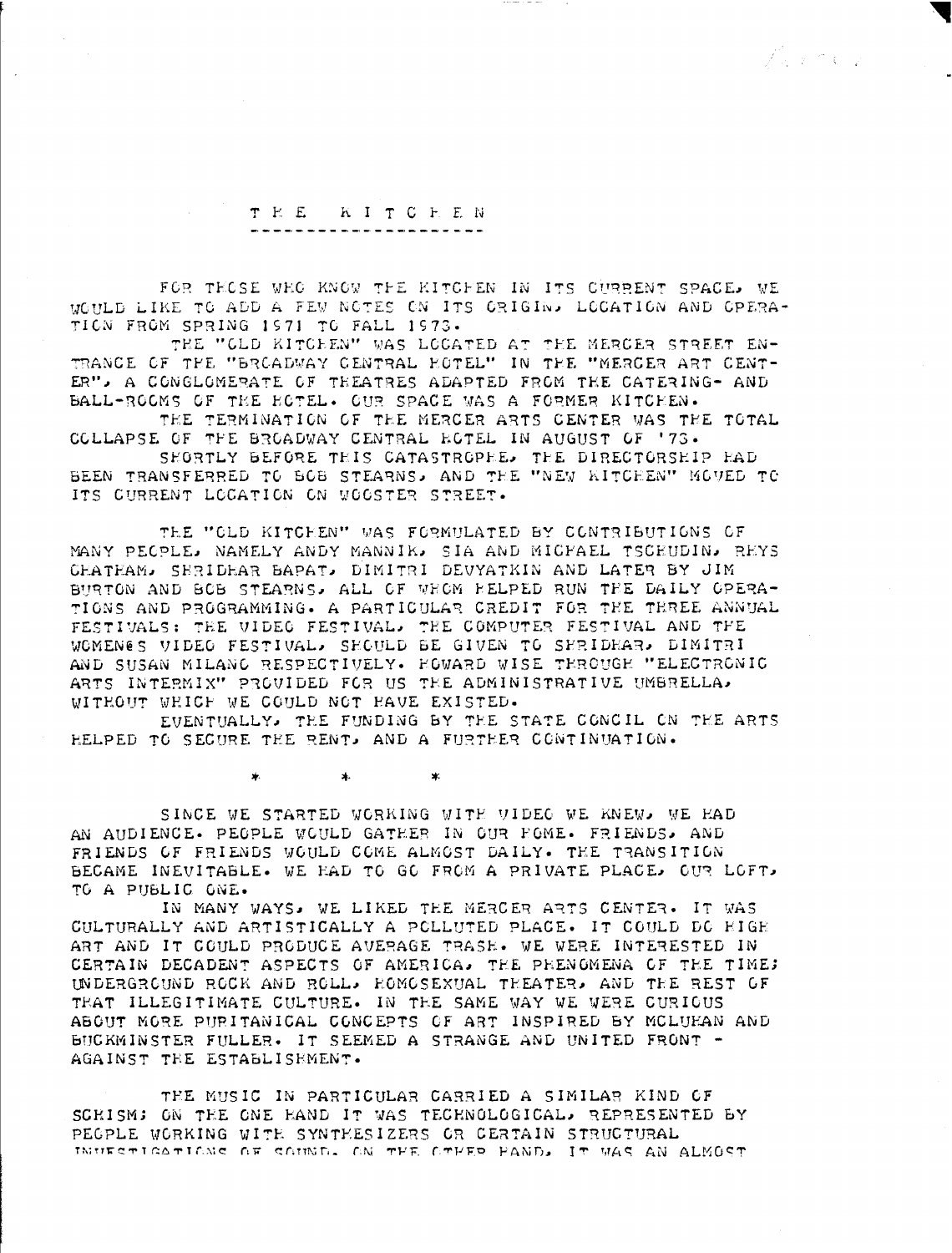# THE KITCHEN

FOR THOSE WHO KNOW THE KITCHEN IN ITS CURRENT SPACE, WE WOULD LIKE TO ADD A FEW NOTES ON ITS ORIGIN, LOCATION AND OPERATION FROM SPRING 1971 TO FALL 1973.

THE "OLD KITCHEN" WAS LOCATED AT THE MERCER STREET ENTRANCE OF THE "BROADWAY CENTRAL HOTEL" IN THE "MERCER ART CENTER", A CONGLOMERATE OF THEATRES ADAPTED FROM THE CATERING- AND BALL-ROOMS OF THE HOTEL. OUR SPACE WAS A FORMER KITCHEN.

THE TERMINATION OF THE MERCER ARTS CENTER WAS THE TOTAL COLLAPSE OF THE BROADWAY CENTRAL HOTEL IN AUGUST OF '73.

SHORTLY BEFORE THIS CATASTROPHE, THE DIRECTORSHIP HAD BEEN TRANSFERRED TO BOB STEARNS, AND THE "NEW KITCHEN" MOVED TO ITS CURRENT LOCATION ON WOOSTER STREET.

THE "OLD KITCHEN" WAS FORMULATED BY CONTRIBUTIONS OF MANY PEOPLE, NAMELY ANDY MANNIK, SIA AND MICHAEL TSCHUDIN, RHYS CHATHAM, SHRIDHAR BAPAT, DIMITRI DEVYATKIN AND LATER BY JIM BURTON AND BOB STEARNS, ALL OF WHOM HELPED RUN THE DAILY OPERATIONS AND PROGRAMMING. A PARTICULAR CREDIT FOR THE THREE ANNUAL FESTIVALS: THE VIDEO FESTIVAL, THE COMPUTER FESTIVAL AND THE WOMEN@S VIDEO FESTIVAL, SHOULD BE GIVEN TO SHRIDHAR, DIMITRI AND SUSAN MILANO RESPECTIVELY. HOWARD WISE THROUGH "ELECTRONIC ARTS INTERMIX" PROVIDED FOR US THE ADMINISTRATIVE UMBRELLA, WITHOUT WHICH WE COULD NOT HAVE EXISTED.

EVENTUALLY, THE FUNDING BY THE STATE CONCIL ON THE ARTS HELPED TO SECURE THE RENT, AND A FURTHER CONTINUATION.

\* \* \*

SINCE WE STARTED WORKING WITH VIDEO WE KNEW, WE HAD AN AUDIENCE. PEOPLE WOULD GATHER IN OUR HOME. FRIENDS, AND FRIENDS OF FRIENDS WOULD COME ALMOST DAILY. THE TRANSITION BECAME INEVITABLE. WE HAD TO GO FROM A PRIVATE PLACE, OUR LOFT, TO A PUBLIC ONE.

IN MANY WAYS, WE LIKED THE MERCER ARTS CENTER. IT WAS CULTURALLY AND ARTISTICALLY A POLLUTED PLACE. IT COULD DO HIGH ART AND IT COULD PRODUCE AVERAGE TRASH. WE WERE INTERESTED IN CERTAIN DECADENT ASPECTS OF AMERICA, THE PHENOMENA OF THE TIME; UNDERGROUND ROCK AND ROLL, HOMOSEXUAL THEATER, AND THE REST OF THAT ILLEGITIMATE CULTURE. IN THE SAME WAY WE WERE CURIOUS ABOUT MORE PURITANICAL CONCEPTS OF ART INSPIRED BY MCLUHAN AND BUCKMINSTER FULLER. IT SEEMED A STRANGE AND UNITED FRONT - AGAINST THE ESTABLISHMENT.

THE MUSIC IN PARTICULAR CARRIED A SIMILAR KIND OF SCHISM; ON THE ONE HAND IT WAS TECHNOLOGICAL, REPRESENTED BY PEOPLE WORKING WITH SYNTHESIZERS OR CERTAIN STRUCTURAL INVESTIGATIONS OF SOUND. ON THE OTHER HAND, IT WAS AN ALMOST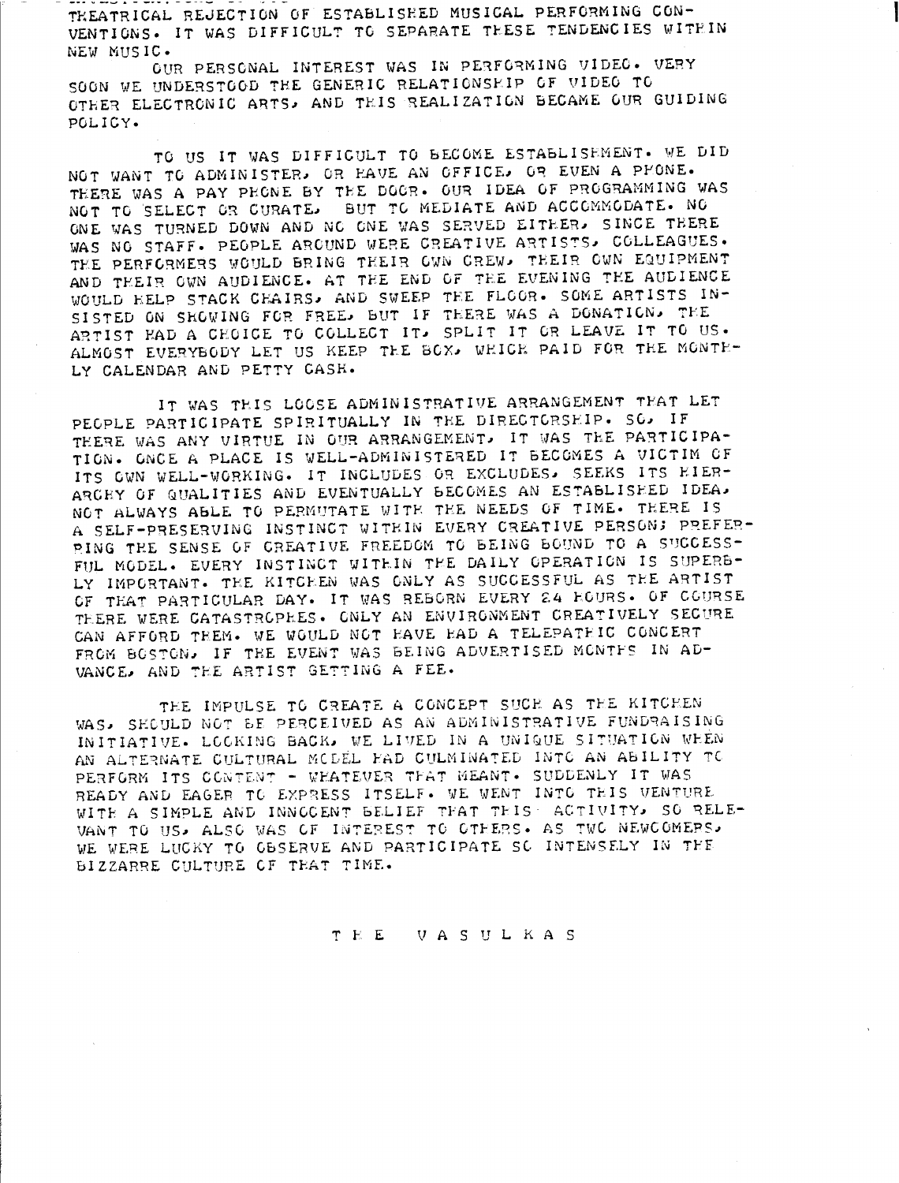THEATRICAL REJECTION OF ESTABLISHED MUSICAL PERFORMING CONVENTIONS. IT WAS DIFFICULT TO SEPARATE THESE TENDENCIES WITHIN NEW MUSIC.

OUR PERSONAL INTEREST WAS IN PERFORMING VIDEO. VERY SOON WE UNDERSTOOD THE GENERIC RELATIONSHIP OF VIDEO TO OTHER ELECTRONIC ARTS, AND THIS REALIZATION BECAME OUR GUIDING POLICY.

TO US IT WAS DIFFICULT TO BECOME ESTABLISHMENT. WE DID NOT WANT TO ADMINISTER, OR HAVE AN OFFICE, OR EVEN A PHONE. THERE WAS A PAY PHONE BY THE DOOR. OUR IDEA OF PROGRAMMING WAS NOT TO SELECT OR CURATE, BUT TO MEDIATE AND ACCOMMODATE. NO ONE WAS TURNED DOWN AND NO ONE WAS SERVED EITHER, SINCE THERE WAS NO STAFF. PEOPLE AROUND WERE CREATIVE ARTISTS, COLLEAGUES. THE PERFORMERS WOULD BRING THEIR OWN CREW, THEIR OWN EQUIPMENT AND THEIR OWN AUDIENCE. AT THE END OF THE EVENING THE AUDIENCE WOULD HELP STACK CHAIRS, AND SWEEP THE FLOOR. SOME ARTISTS INSISTED ON SHOWING FOR FREE, BUT IF THERE WAS A DONATION, THE ARTIST HAD A CHOICE TO COLLECT IT, SPLIT IT OR LEAVE IT TO US. ALMOST EVERYBODY LET US KEEP THE BOX, WHICH PAID FOR THE MONTHLY CALENDAR AND PETTY CASH.

IT WAS THIS LOOSE ADMINISTRATIVE ARRANGEMENT THAT LET PEOPLE PARTICIPATE SPIRITUALLY IN THE DIRECTORSHIP. SO, IF THERE WAS ANY VIRTUE IN OUR ARRANGEMENT, IT WAS THE PARTICIPATION. ONCE A PLACE IS WELL-ADMINISTERED IT BECOMES A VICTIM OF ITS OWN WELL-WORKING. IT INCLUDES OR EXCLUDES, SEEKS ITS HIERARCHY OF QUALITIES AND EVENTUALLY BECOMES AN ESTABLISHED IDEA, NOT ALWAYS ABLE TO PERMUTATE WITH THE NEEDS OF TIME. THERE IS A SELF-PRESERVING INSTINCT WITHIN EVERY CREATIVE PERSON; PREFERRING THE SENSE OF CREATIVE FREEDOM TO BEING BOUND TO A SUCCESSFUL MODEL. EVERY INSTINCT WITHIN THE DAILY OPERATION IS SUPERBLY IMPORTANT. THE KITCHEN WAS ONLY AS SUCCESSFUL AS THE ARTIST OF THAT PARTICULAR DAY. IT WAS REBORN EVERY 24 HOURS. OF COURSE THERE WERE CATASTROPHES. ONLY AN ENVIRONMENT CREATIVELY SECURE CAN AFFORD THEM. WE WOULD NOT HAVE HAD A TELEPATHIC CONCERT FROM BOSTON, IF THE EVENT WAS BEING ADVERTISED MONTHS IN ADVANCE, AND THE ARTIST GETTING A FEE.

THE IMPULSE TO CREATE A CONCEPT SUCH AS THE KITCHEN WAS, SHOULD NOT BE PERCEIVED AS AN ADMINISTRATIVE FUNDRAISING INITIATIVE. LOOKING BACK, WE LIVED IN A UNIQUE SITUATION WHEN AN ALTERNATE CULTURAL MODEL HAD CULMINATED INTO AN ABILITY TO PERFORM ITS CONTENT - WHATEVER THAT MEANT. SUDDENLY IT WAS READY AND EAGER TO EXPRESS ITSELF. WE WENT INTO THIS VENTURE WITH A SIMPLE AND INNOCENT BELIEF THAT THIS ACTIVITY, SO RELEVANT TO US, ALSO WAS OF INTEREST TO OTHERS. AS TWO NEWCOMERS, WE WERE LUCKY TO OBSERVE AND PARTICIPATE SO INTENSELY IN THE BIZZARRE CULTURE OF THAT TIME.

T H E &nbsp; V A S U L K A S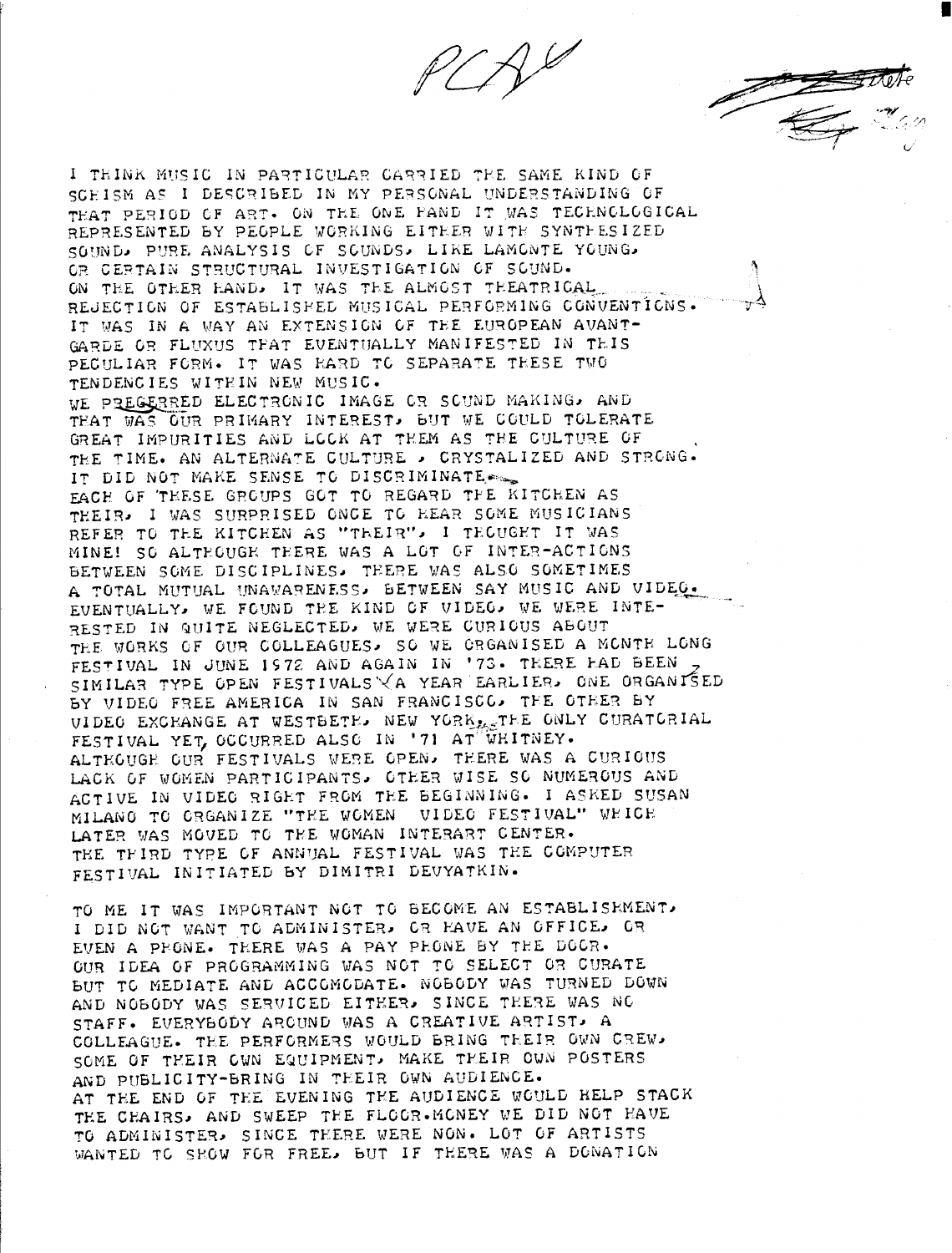PCAV

I THINK MUSIC IN PARTICULAR CARRIED THE SAME KIND OF SCHISM AS I DESCRIBED IN MY PERSONAL UNDERSTANDING OF THAT PERIOD OF ART. ON THE ONE HAND IT WAS TECHNOLOGICAL REPRESENTED BY PEOPLE WORKING EITHER WITH SYNTHESIZED SOUND, PURE ANALYSIS OF SOUNDS, LIKE LAMONTE YOUNG, OR CERTAIN STRUCTURAL INVESTIGATION OF SOUND. ON THE OTHER HAND, IT WAS THE ALMOST THEATRICAL REJECTION OF ESTABLISHED MUSICAL PERFORMING CONVENTIONS. IT WAS IN A WAY AN EXTENSION OF THE EUROPEAN AVANT-GARDE OR FLUXUS THAT EVENTUALLY MANIFESTED IN THIS PECULIAR FORM. IT WAS HARD TO SEPARATE THESE TWO TENDENCIES WITHIN NEW MUSIC.
WE PREFERRED ELECTRONIC IMAGE OR SOUND MAKING, AND THAT WAS OUR PRIMARY INTEREST, BUT WE COULD TOLERATE GREAT IMPURITIES AND LOOK AT THEM AS THE CULTURE OF THE TIME. AN ALTERNATE CULTURE , CRYSTALIZED AND STRONG. IT DID NOT MAKE SENSE TO DISCRIMINATE.
EACH OF THESE GROUPS GOT TO REGARD THE KITCHEN AS THEIR. I WAS SURPRISED ONCE TO HEAR SOME MUSICIANS REFER TO THE KITCHEN AS "THEIR", I THOUGHT IT WAS MINE! SO ALTHOUGH THERE WAS A LOT OF INTER-ACTIONS BETWEEN SOME DISCIPLINES, THERE WAS ALSO SOMETIMES A TOTAL MUTUAL UNAWARENESS, BETWEEN SAY MUSIC AND VIDEO. EVENTUALLY, WE FOUND THE KIND OF VIDEO, WE WERE INTERESTED IN QUITE NEGLECTED, WE WERE CURIOUS ABOUT THE WORKS OF OUR COLLEAGUES, SO WE ORGANISED A MONTH LONG FESTIVAL IN JUNE 1972 AND AGAIN IN '73. THERE HAD BEEN 2 SIMILAR TYPE OPEN FESTIVALS A YEAR EARLIER, ONE ORGANISED BY VIDEO FREE AMERICA IN SAN FRANCISCO, THE OTHER BY VIDEO EXCHANGE AT WESTBETH, NEW YORK, THE ONLY CURATORIAL FESTIVAL YET, OCCURRED ALSO IN '71 AT WHITNEY.
ALTHOUGH OUR FESTIVALS WERE OPEN, THERE WAS A CURIOUS LACK OF WOMEN PARTICIPANTS, OTHER WISE SO NUMEROUS AND ACTIVE IN VIDEO RIGHT FROM THE BEGINNING. I ASKED SUSAN MILANO TO ORGANIZE "THE WOMEN VIDEO FESTIVAL" WHICH LATER WAS MOVED TO THE WOMAN INTERART CENTER.
THE THIRD TYPE OF ANNUAL FESTIVAL WAS THE COMPUTER FESTIVAL INITIATED BY DIMITRI DEVYATKIN.

TO ME IT WAS IMPORTANT NOT TO BECOME AN ESTABLISHMENT, I DID NOT WANT TO ADMINISTER, OR HAVE AN OFFICE, OR EVEN A PHONE. THERE WAS A PAY PHONE BY THE DOOR. OUR IDEA OF PROGRAMMING WAS NOT TO SELECT OR CURATE BUT TO MEDIATE AND ACCOMODATE. NOBODY WAS TURNED DOWN AND NOBODY WAS SERVICED EITHER, SINCE THERE WAS NO STAFF. EVERYBODY AROUND WAS A CREATIVE ARTIST, A COLLEAGUE. THE PERFORMERS WOULD BRING THEIR OWN CREW, SOME OF THEIR OWN EQUIPMENT, MAKE THEIR OWN POSTERS AND PUBLICITY-BRING IN THEIR OWN AUDIENCE.
AT THE END OF THE EVENING THE AUDIENCE WOULD HELP STACK THE CHAIRS, AND SWEEP THE FLOOR.MONEY WE DID NOT HAVE TO ADMINISTER, SINCE THERE WERE NON. LOT OF ARTISTS WANTED TO SHOW FOR FREE, BUT IF THERE WAS A DONATION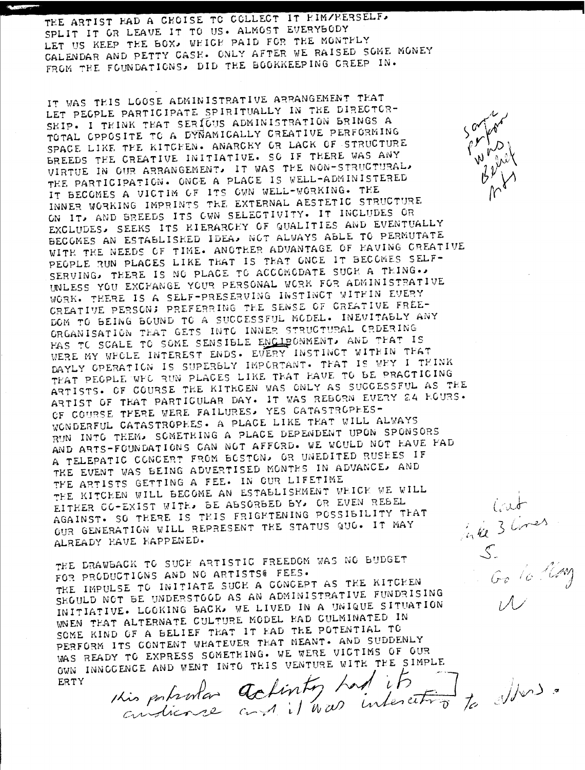THE ARTIST HAD A CHOISE TO COLLECT IT HIM/HERSELF, SPLIT IT OR LEAVE IT TO US. ALMOST EVERYBODY LET US KEEP THE BOX, WHICH PAID FOR THE MONTHLY CALENDAR AND PETTY CASH. ONLY AFTER WE RAISED SOME MONEY FROM THE FOUNDATIONS, DID THE BOOKKEEPING CREEP IN.

IT WAS THIS LOOSE ADMINISTRATIVE ARRANGEMENT THAT LET PEOPLE PARTICIPATE SPIRITUALLY IN THE DIRECTORSHIP. I THINK THAT SERIOUS ADMINISTRATION BRINGS A TOTAL OPPOSITE TO A DYNAMICALLY CREATIVE PERFORMING SPACE LIKE THE KITCHEN. ANARCHY OR LACK OF STRUCTURE BREEDS THE CREATIVE INITIATIVE. SO IF THERE WAS ANY VIRTUE IN OUR ARRANGEMENT, IT WAS THE NON-STRUCTURAL, THE PARTICIPATION. ONCE A PLACE IS WELL-ADMINISTERED IT BECOMES A VICTIM OF ITS OWN WELL-WORKING. THE INNER WORKING IMPRINTS THE EXTERNAL AESTETIC STRUCTURE ON IT, AND BREEDS ITS OWN SELECTIVITY. IT INCLUDES OR EXCLUDES, SEEKS ITS HIERARCHY OF QUALITIES AND EVENTUALLY BECOMES AN ESTABLISHED IDEA, NOT ALWAYS ABLE TO PERMUTATE WITH THE NEEDS OF TIME. ANOTHER ADVANTAGE OF HAVING CREATIVE PEOPLE RUN PLACES LIKE THAT IS THAT ONCE IT BECOMES SELF-SERVING, THERE IS NO PLACE TO ACCOMODATE SUCH A THING., UNLESS YOU EXCHANGE YOUR PERSONAL WORK FOR ADMINISTRATIVE WORK. THERE IS A SELF-PRESERVING INSTINCT WITHIN EVERY CREATIVE PERSON; PREFERRING THE SENSE OF CREATIVE FREEDOM TO BEING BOUND TO A SUCCESSFUL MODEL. INEVITABLY ANY ORGANISATION THAT GETS INTO INNER STRUCTURAL ORDERING HAS TO SCALE TO SOME SENSIBLE ENCIRONMENT, AND THAT IS WERE MY WHOLE INTEREST ENDS. EVERY INSTINCT WITHIN THAT DAYLY OPERATION IS SUPERBLY IMPORTANT. THAT IS WHY I THINK THAT PEOPLE WHO RUN PLACES LIKE THAT HAVE TO BE PRACTICING ARTISTS. OF COURSE THE KITCHEN WAS ONLY AS SUCCESSFUL AS THE ARTIST OF THAT PARTICULAR DAY. IT WAS REBORN EVERY 24 HOURS. OF COURSE THERE WERE FAILURES, YES CATASTROPHES- WONDERFUL CATASTROPHES. A PLACE LIKE THAT WILL ALWAYS RUN INTO THEM, SOMETHING A PLACE DEPENDENT UPON SPONSORS AND ARTS-FOUNDATIONS CAN NOT AFFORD. WE WOULD NOT HAVE HAD A TELEPATIC CONCERT FROM BOSTON, OR UNEDITED RUSHES IF THE EVENT WAS BEING ADVERTISED MONTHS IN ADVANCE, AND THE ARTISTS GETTING A FEE. IN OUR LIFETIME THE KITCHEN WILL BECOME AN ESTABLISHMENT WHICH WE WILL EITHER CO-EXIST WITH, BE ABSORBED BY, OR EVEN REBEL AGAINST. SO THERE IS THIS FRIGHTENING POSSIBILITY THAT OUR GENERATION WILL REPRESENT THE STATUS QUO. IT MAY ALREADY HAVE HAPPENED.

THE DRAWBACK TO SUCH ARTISTIC FREEDOM WAS NO BUDGET FOR PRODUCTIONS AND NO ARTISTS@ FEES. THE IMPULSE TO INITIATE SUCH A CONCEPT AS THE KITCHEN SHOULD NOT BE UNDERSTOOD AS AN ADMINISTRATIVE FUNDRISING INITIATIVE. LOOKING BACK, WE LIVED IN A UNIQUE SITUATION WNEN THAT ALTERNATE CULTURE MODEL HAD CULMINATED IN SOME KIND OF A BELIEF THAT IT HAD THE POTENTIAL TO PERFORM ITS CONTENT WHATEVER THAT MEANT. AND SUDDENLY WAS READY TO EXPRESS SOMETHING. WE WERE VICTIMS OF OUR OWN INNOCENCE AND WENT INTO THIS VENTURE WITH THE SIMPLE ERTY

this particular activity had its audience and it was interesting to others.

Some person who believe Arts

Cut like 3 lines S. Go to Rory W